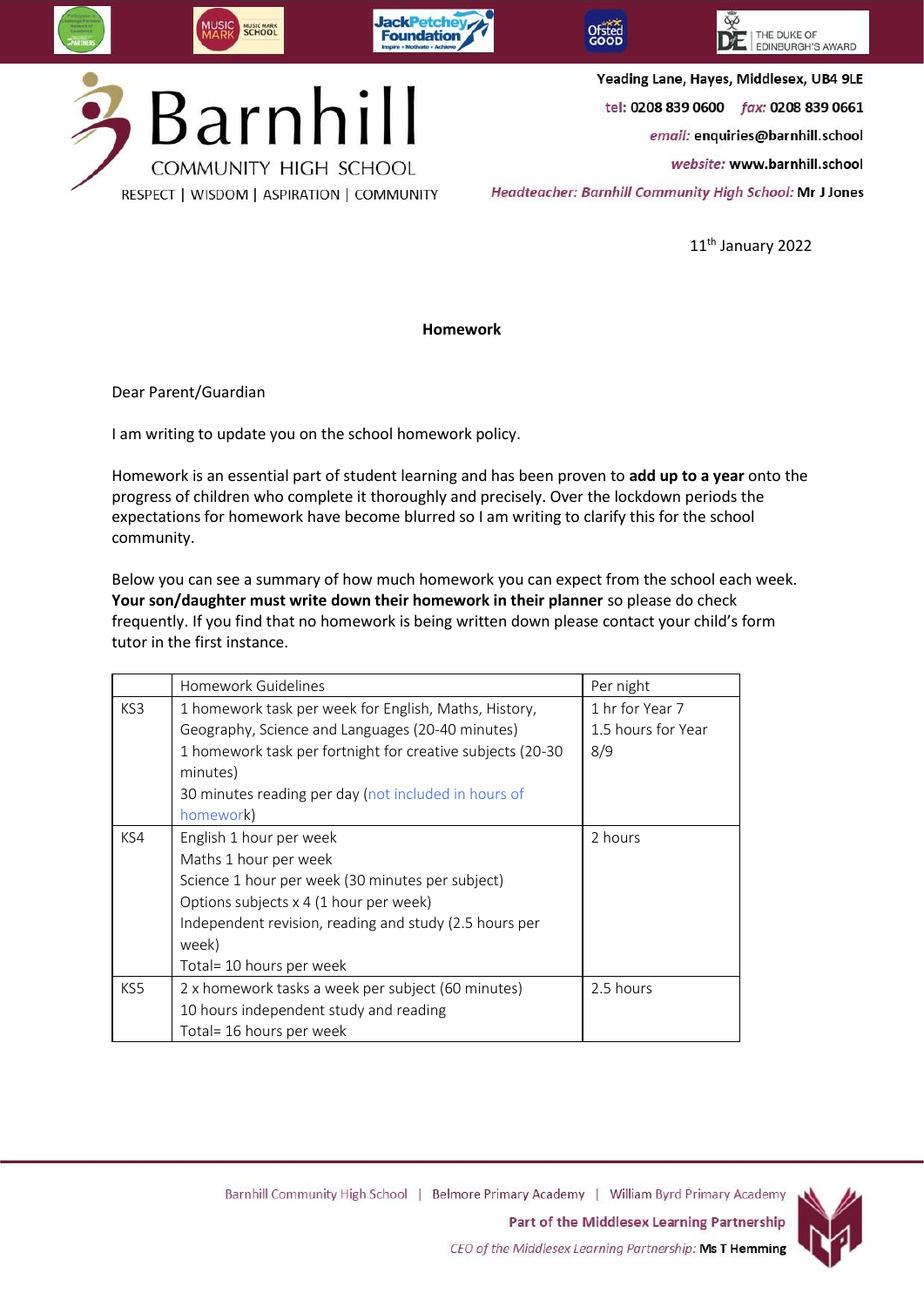Yeading Lane, Hayes, Middlesex, UB4 9LE
tel: 0208 839 0600 fax: 0208 839 0661
email: enquiries@barnhill.school
website: www.barnhill.school
*Headteacher: Barnhill Community High School:* Mr J Jones

# Barnhill COMMUNITY HIGH SCHOOL

RESPECT | WISDOM | ASPIRATION | COMMUNITY

11th January 2022

**Homework**

Dear Parent/Guardian

I am writing to update you on the school homework policy.

Homework is an essential part of student learning and has been proven to **add up to a year** onto the progress of children who complete it thoroughly and precisely. Over the lockdown periods the expectations for homework have become blurred so I am writing to clarify this for the school community.

Below you can see a summary of how much homework you can expect from the school each week. **Your son/daughter must write down their homework in their planner** so please do check frequently. If you find that no homework is being written down please contact your child's form tutor in the first instance.

| | Homework Guidelines | Per night |
|---|---|---|
| KS3 | 1 homework task per week for English, Maths, History, Geography, Science and Languages (20-40 minutes)<br>1 homework task per fortnight for creative subjects (20-30 minutes)<br>30 minutes reading per day (not included in hours of homework) | 1 hr for Year 7<br>1.5 hours for Year 8/9 |
| KS4 | English 1 hour per week<br>Maths 1 hour per week<br>Science 1 hour per week (30 minutes per subject)<br>Options subjects x 4 (1 hour per week)<br>Independent revision, reading and study (2.5 hours per week)<br>Total= 10 hours per week | 2 hours |
| KS5 | 2 x homework tasks a week per subject (60 minutes)<br>10 hours independent study and reading<br>Total= 16 hours per week | 2.5 hours |

Barnhill Community High School | Belmore Primary Academy | William Byrd Primary Academy
**Part of the Middlesex Learning Partnership**
*CEO of the Middlesex Learning Partnership:* Ms T Hemming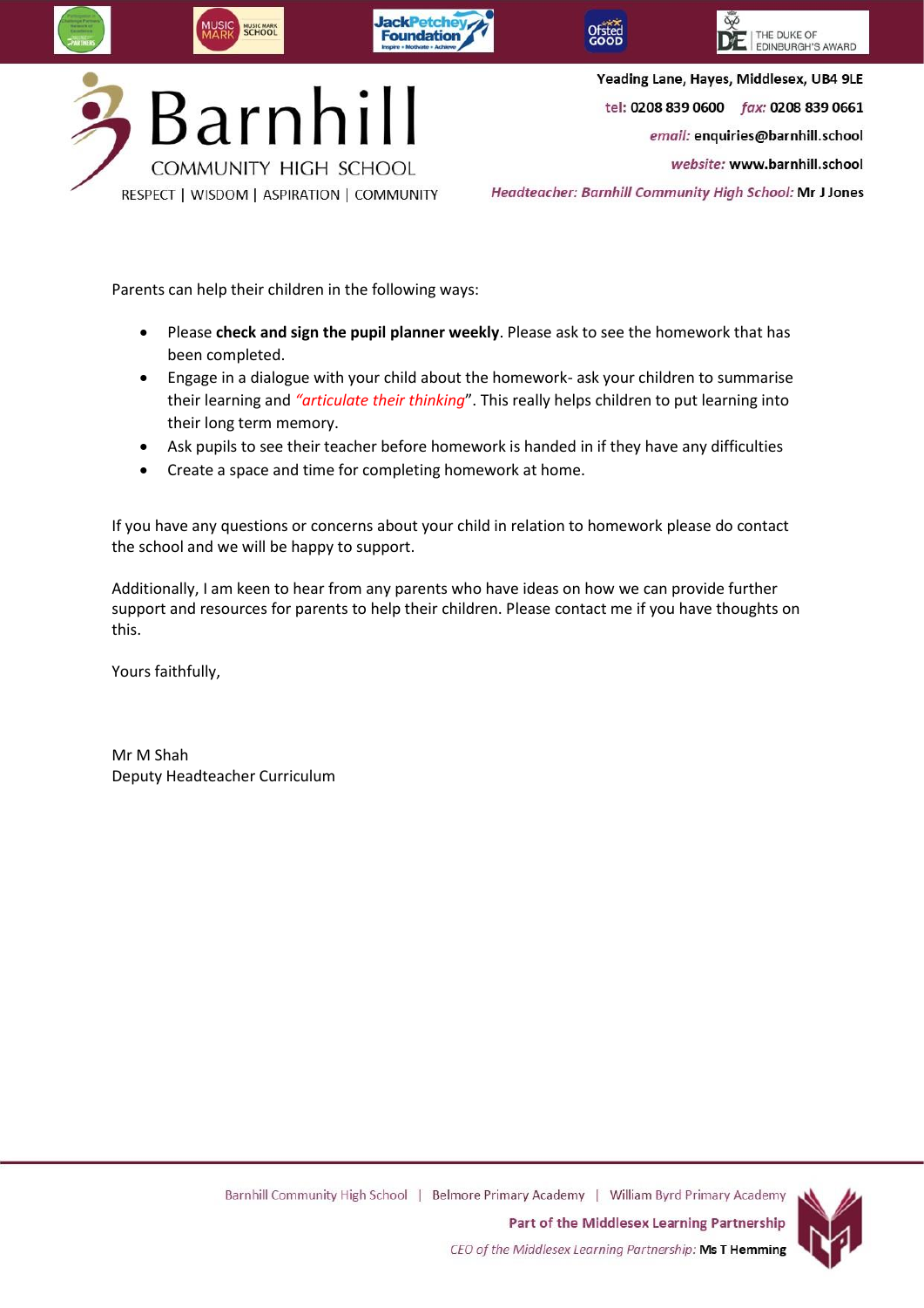Parents can help their children in the following ways:

- Please **check and sign the pupil planner weekly**. Please ask to see the homework that has been completed.
- Engage in a dialogue with your child about the homework- ask your children to summarise their learning and *"articulate their thinking*". This really helps children to put learning into their long term memory.
- Ask pupils to see their teacher before homework is handed in if they have any difficulties
- Create a space and time for completing homework at home.

If you have any questions or concerns about your child in relation to homework please do contact the school and we will be happy to support.

Additionally, I am keen to hear from any parents who have ideas on how we can provide further support and resources for parents to help their children. Please contact me if you have thoughts on this.

Yours faithfully,

Mr M Shah
Deputy Headteacher Curriculum